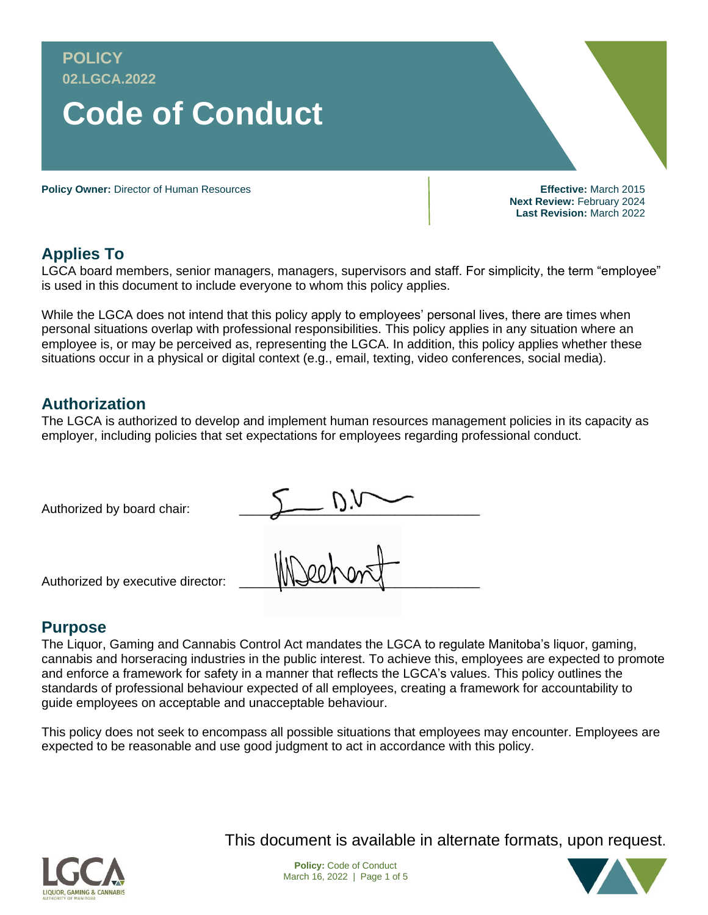POLICY
02.LGCA.2022

# Code of Conduct

**Policy Owner:** Director of Human Resources

**Effective:** March 2015
**Next Review:** February 2024
**Last Revision:** March 2022

## Applies To

LGCA board members, senior managers, managers, supervisors and staff. For simplicity, the term "employee" is used in this document to include everyone to whom this policy applies.

While the LGCA does not intend that this policy apply to employees' personal lives, there are times when personal situations overlap with professional responsibilities. This policy applies in any situation where an employee is, or may be perceived as, representing the LGCA. In addition, this policy applies whether these situations occur in a physical or digital context (e.g., email, texting, video conferences, social media).

## Authorization

The LGCA is authorized to develop and implement human resources management policies in its capacity as employer, including policies that set expectations for employees regarding professional conduct.

Authorized by board chair: ______________________

Authorized by executive director: ______________________

## Purpose

The Liquor, Gaming and Cannabis Control Act mandates the LGCA to regulate Manitoba's liquor, gaming, cannabis and horseracing industries in the public interest. To achieve this, employees are expected to promote and enforce a framework for safety in a manner that reflects the LGCA's values. This policy outlines the standards of professional behaviour expected of all employees, creating a framework for accountability to guide employees on acceptable and unacceptable behaviour.

This policy does not seek to encompass all possible situations that employees may encounter. Employees are expected to be reasonable and use good judgment to act in accordance with this policy.

This document is available in alternate formats, upon request.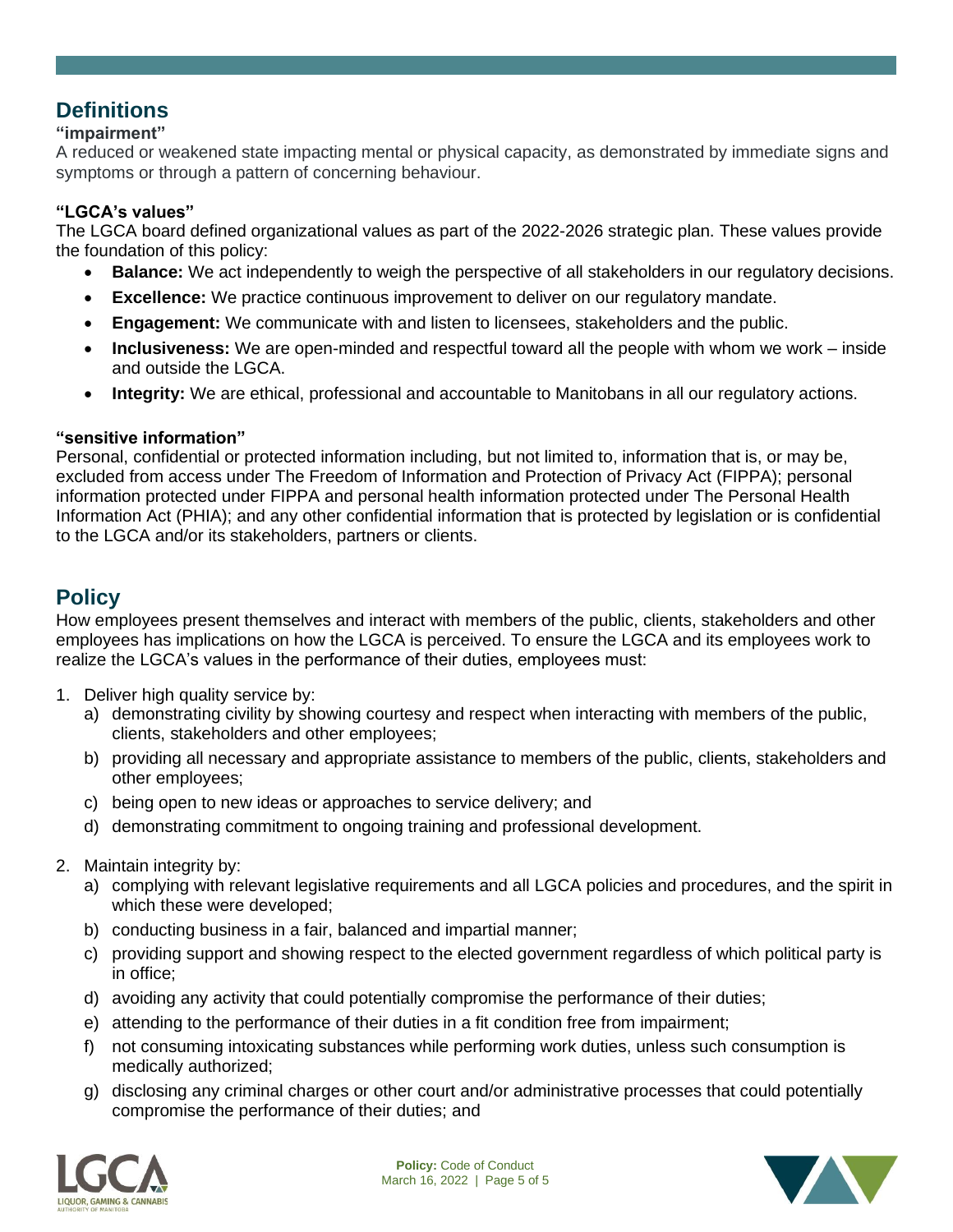## Definitions

**"impairment"**

A reduced or weakened state impacting mental or physical capacity, as demonstrated by immediate signs and symptoms or through a pattern of concerning behaviour.

**"LGCA's values"**

The LGCA board defined organizational values as part of the 2022-2026 strategic plan. These values provide the foundation of this policy:

- **Balance:** We act independently to weigh the perspective of all stakeholders in our regulatory decisions.
- **Excellence:** We practice continuous improvement to deliver on our regulatory mandate.
- **Engagement:** We communicate with and listen to licensees, stakeholders and the public.
- **Inclusiveness:** We are open-minded and respectful toward all the people with whom we work – inside and outside the LGCA.
- **Integrity:** We are ethical, professional and accountable to Manitobans in all our regulatory actions.

**"sensitive information"**

Personal, confidential or protected information including, but not limited to, information that is, or may be, excluded from access under The Freedom of Information and Protection of Privacy Act (FIPPA); personal information protected under FIPPA and personal health information protected under The Personal Health Information Act (PHIA); and any other confidential information that is protected by legislation or is confidential to the LGCA and/or its stakeholders, partners or clients.

## Policy

How employees present themselves and interact with members of the public, clients, stakeholders and other employees has implications on how the LGCA is perceived. To ensure the LGCA and its employees work to realize the LGCA's values in the performance of their duties, employees must:

1. Deliver high quality service by:
   a) demonstrating civility by showing courtesy and respect when interacting with members of the public, clients, stakeholders and other employees;
   b) providing all necessary and appropriate assistance to members of the public, clients, stakeholders and other employees;
   c) being open to new ideas or approaches to service delivery; and
   d) demonstrating commitment to ongoing training and professional development.

2. Maintain integrity by:
   a) complying with relevant legislative requirements and all LGCA policies and procedures, and the spirit in which these were developed;
   b) conducting business in a fair, balanced and impartial manner;
   c) providing support and showing respect to the elected government regardless of which political party is in office;
   d) avoiding any activity that could potentially compromise the performance of their duties;
   e) attending to the performance of their duties in a fit condition free from impairment;
   f) not consuming intoxicating substances while performing work duties, unless such consumption is medically authorized;
   g) disclosing any criminal charges or other court and/or administrative processes that could potentially compromise the performance of their duties; and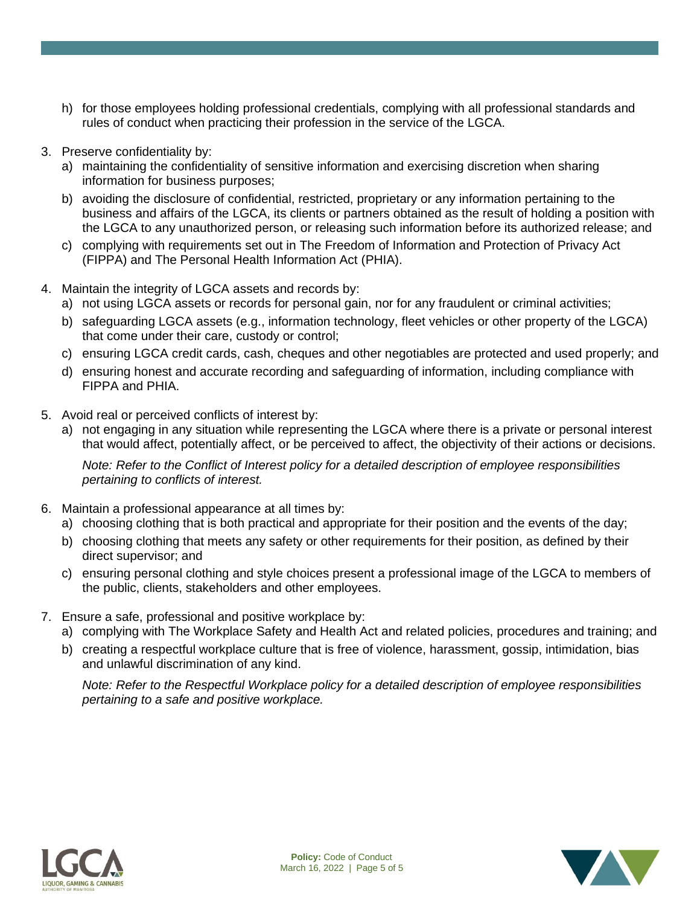h) for those employees holding professional credentials, complying with all professional standards and rules of conduct when practicing their profession in the service of the LGCA.

3. Preserve confidentiality by:
   a) maintaining the confidentiality of sensitive information and exercising discretion when sharing information for business purposes;
   b) avoiding the disclosure of confidential, restricted, proprietary or any information pertaining to the business and affairs of the LGCA, its clients or partners obtained as the result of holding a position with the LGCA to any unauthorized person, or releasing such information before its authorized release; and
   c) complying with requirements set out in The Freedom of Information and Protection of Privacy Act (FIPPA) and The Personal Health Information Act (PHIA).

4. Maintain the integrity of LGCA assets and records by:
   a) not using LGCA assets or records for personal gain, nor for any fraudulent or criminal activities;
   b) safeguarding LGCA assets (e.g., information technology, fleet vehicles or other property of the LGCA) that come under their care, custody or control;
   c) ensuring LGCA credit cards, cash, cheques and other negotiables are protected and used properly; and
   d) ensuring honest and accurate recording and safeguarding of information, including compliance with FIPPA and PHIA.

5. Avoid real or perceived conflicts of interest by:
   a) not engaging in any situation while representing the LGCA where there is a private or personal interest that would affect, potentially affect, or be perceived to affect, the objectivity of their actions or decisions.

   *Note: Refer to the Conflict of Interest policy for a detailed description of employee responsibilities pertaining to conflicts of interest.*

6. Maintain a professional appearance at all times by:
   a) choosing clothing that is both practical and appropriate for their position and the events of the day;
   b) choosing clothing that meets any safety or other requirements for their position, as defined by their direct supervisor; and
   c) ensuring personal clothing and style choices present a professional image of the LGCA to members of the public, clients, stakeholders and other employees.

7. Ensure a safe, professional and positive workplace by:
   a) complying with The Workplace Safety and Health Act and related policies, procedures and training; and
   b) creating a respectful workplace culture that is free of violence, harassment, gossip, intimidation, bias and unlawful discrimination of any kind.

   *Note: Refer to the Respectful Workplace policy for a detailed description of employee responsibilities pertaining to a safe and positive workplace.*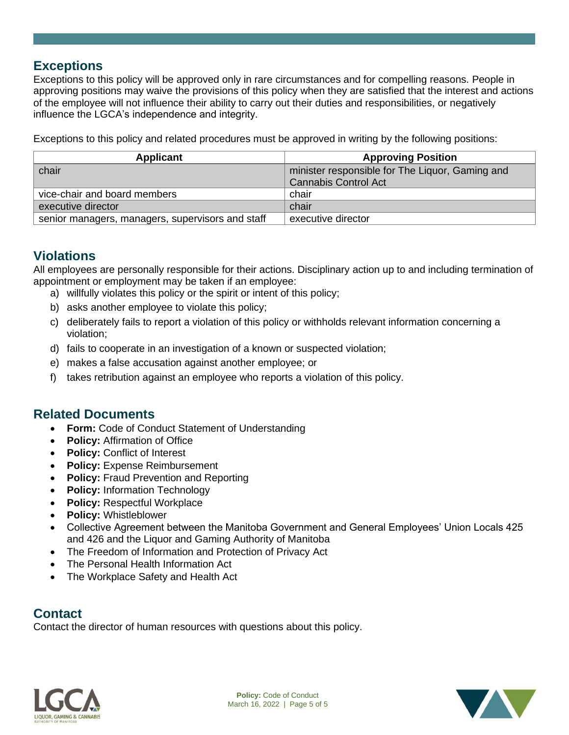## Exceptions

Exceptions to this policy will be approved only in rare circumstances and for compelling reasons. People in approving positions may waive the provisions of this policy when they are satisfied that the interest and actions of the employee will not influence their ability to carry out their duties and responsibilities, or negatively influence the LGCA's independence and integrity.

Exceptions to this policy and related procedures must be approved in writing by the following positions:

| Applicant | Approving Position |
| --- | --- |
| chair | minister responsible for The Liquor, Gaming and Cannabis Control Act |
| vice-chair and board members | chair |
| executive director | chair |
| senior managers, managers, supervisors and staff | executive director |

## Violations

All employees are personally responsible for their actions. Disciplinary action up to and including termination of appointment or employment may be taken if an employee:

a) willfully violates this policy or the spirit or intent of this policy;
b) asks another employee to violate this policy;
c) deliberately fails to report a violation of this policy or withholds relevant information concerning a violation;
d) fails to cooperate in an investigation of a known or suspected violation;
e) makes a false accusation against another employee; or
f) takes retribution against an employee who reports a violation of this policy.

## Related Documents

- **Form:** Code of Conduct Statement of Understanding
- **Policy:** Affirmation of Office
- **Policy:** Conflict of Interest
- **Policy:** Expense Reimbursement
- **Policy:** Fraud Prevention and Reporting
- **Policy:** Information Technology
- **Policy:** Respectful Workplace
- **Policy:** Whistleblower
- Collective Agreement between the Manitoba Government and General Employees' Union Locals 425 and 426 and the Liquor and Gaming Authority of Manitoba
- The Freedom of Information and Protection of Privacy Act
- The Personal Health Information Act
- The Workplace Safety and Health Act

## Contact

Contact the director of human resources with questions about this policy.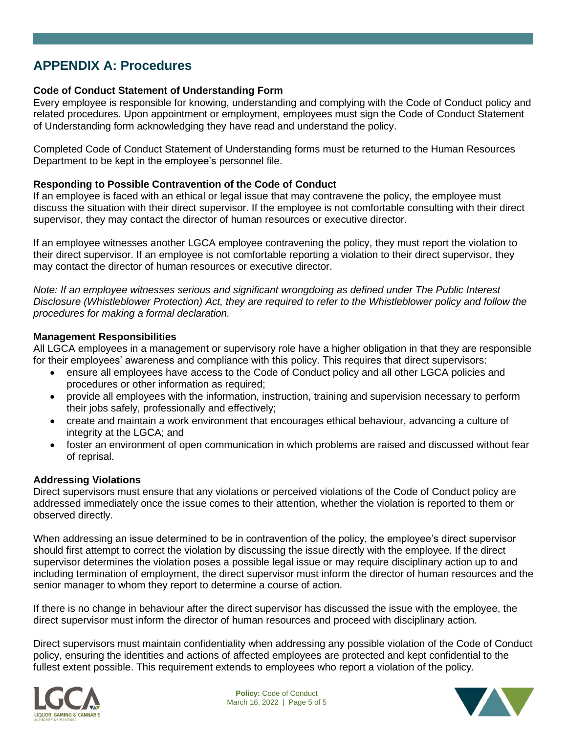## APPENDIX A: Procedures

**Code of Conduct Statement of Understanding Form**

Every employee is responsible for knowing, understanding and complying with the Code of Conduct policy and related procedures. Upon appointment or employment, employees must sign the Code of Conduct Statement of Understanding form acknowledging they have read and understand the policy.

Completed Code of Conduct Statement of Understanding forms must be returned to the Human Resources Department to be kept in the employee's personnel file.

**Responding to Possible Contravention of the Code of Conduct**

If an employee is faced with an ethical or legal issue that may contravene the policy, the employee must discuss the situation with their direct supervisor. If the employee is not comfortable consulting with their direct supervisor, they may contact the director of human resources or executive director.

If an employee witnesses another LGCA employee contravening the policy, they must report the violation to their direct supervisor. If an employee is not comfortable reporting a violation to their direct supervisor, they may contact the director of human resources or executive director.

*Note: If an employee witnesses serious and significant wrongdoing as defined under The Public Interest Disclosure (Whistleblower Protection) Act, they are required to refer to the Whistleblower policy and follow the procedures for making a formal declaration.*

**Management Responsibilities**

All LGCA employees in a management or supervisory role have a higher obligation in that they are responsible for their employees' awareness and compliance with this policy. This requires that direct supervisors:

- ensure all employees have access to the Code of Conduct policy and all other LGCA policies and procedures or other information as required;
- provide all employees with the information, instruction, training and supervision necessary to perform their jobs safely, professionally and effectively;
- create and maintain a work environment that encourages ethical behaviour, advancing a culture of integrity at the LGCA; and
- foster an environment of open communication in which problems are raised and discussed without fear of reprisal.

**Addressing Violations**

Direct supervisors must ensure that any violations or perceived violations of the Code of Conduct policy are addressed immediately once the issue comes to their attention, whether the violation is reported to them or observed directly.

When addressing an issue determined to be in contravention of the policy, the employee's direct supervisor should first attempt to correct the violation by discussing the issue directly with the employee. If the direct supervisor determines the violation poses a possible legal issue or may require disciplinary action up to and including termination of employment, the direct supervisor must inform the director of human resources and the senior manager to whom they report to determine a course of action.

If there is no change in behaviour after the direct supervisor has discussed the issue with the employee, the direct supervisor must inform the director of human resources and proceed with disciplinary action.

Direct supervisors must maintain confidentiality when addressing any possible violation of the Code of Conduct policy, ensuring the identities and actions of affected employees are protected and kept confidential to the fullest extent possible. This requirement extends to employees who report a violation of the policy.